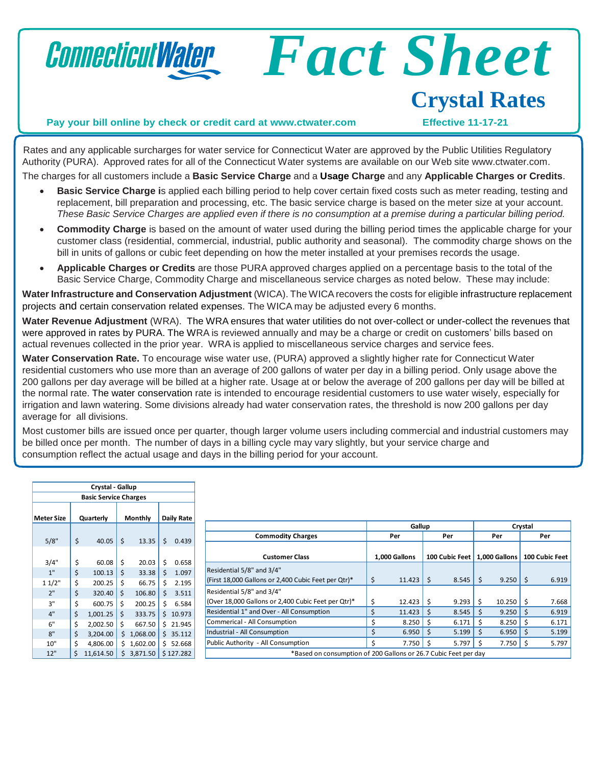# ConnecticutWater Fact Sheet

## Crystal Rates

**Pay your bill online by check or credit card at www.ctwater.com** **Effective 11-17-21**

Rates and any applicable surcharges for water service for Connecticut Water are approved by the Public Utilities Regulatory Authority (PURA). Approved rates for all of the Connecticut Water systems are available on our Web site www.ctwater.com.

The charges for all customers include a **Basic Service Charge** and a **Usage Charge** and any **Applicable Charges or Credits**.

- **Basic Service Charge i**s applied each billing period to help cover certain fixed costs such as meter reading, testing and replacement, bill preparation and processing, etc. The basic service charge is based on the meter size at your account. *These Basic Service Charges are applied even if there is no consumption at a premise during a particular billing period.*
- **Commodity Charge** is based on the amount of water used during the billing period times the applicable charge for your customer class (residential, commercial, industrial, public authority and seasonal). The commodity charge shows on the bill in units of gallons or cubic feet depending on how the meter installed at your premises records the usage.
- **Applicable Charges or Credits** are those PURA approved charges applied on a percentage basis to the total of the Basic Service Charge, Commodity Charge and miscellaneous service charges as noted below. These may include:

**Water Infrastructure and Conservation Adjustment** (WICA). The WICA recovers the costs for eligible infrastructure replacement projects and certain conservation related expenses. The WICA may be adjusted every 6 months.

**Water Revenue Adjustment** (WRA). The WRA ensures that water utilities do not over-collect or under-collect the revenues that were approved in rates by PURA. The WRA is reviewed annually and may be a charge or credit on customers' bills based on actual revenues collected in the prior year. WRA is applied to miscellaneous service charges and service fees.

**Water Conservation Rate.** To encourage wise water use, (PURA) approved a slightly higher rate for Connecticut Water residential customers who use more than an average of 200 gallons of water per day in a billing period. Only usage above the 200 gallons per day average will be billed at a higher rate. Usage at or below the average of 200 gallons per day will be billed at the normal rate. The water conservation rate is intended to encourage residential customers to use water wisely, especially for irrigation and lawn watering. Some divisions already had water conservation rates, the threshold is now 200 gallons per day average for all divisions.

Most customer bills are issued once per quarter, though larger volume users including commercial and industrial customers may be billed once per month. The number of days in a billing cycle may vary slightly, but your service charge and consumption reflect the actual usage and days in the billing period for your account.

**Crystal - Gallup**
**Basic Service Charges**

| Meter Size | Quarterly | Monthly | Daily Rate |
|---|---|---|---|
| 5/8" | $ 40.05 | $ 13.35 | $ 0.439 |
| 3/4" | $ 60.08 | $ 20.03 | $ 0.658 |
| 1" | $ 100.13 | $ 33.38 | $ 1.097 |
| 1 1/2" | $ 200.25 | $ 66.75 | $ 2.195 |
| 2" | $ 320.40 | $ 106.80 | $ 3.511 |
| 3" | $ 600.75 | $ 200.25 | $ 6.584 |
| 4" | $ 1,001.25 | $ 333.75 | $ 10.973 |
| 6" | $ 2,002.50 | $ 667.50 | $ 21.945 |
| 8" | $ 3,204.00 | $ 1,068.00 | $ 35.112 |
| 10" | $ 4,806.00 | $ 1,602.00 | $ 52.668 |
| 12" | $ 11,614.50 | $ 3,871.50 | $ 127.282 |

| Commodity Charges | Gallup | | Crystal | |
|---|---|---|---|---|
| | Per | Per | Per | Per |
| Customer Class | 1,000 Gallons | 100 Cubic Feet | 1,000 Gallons | 100 Cubic Feet |
| Residential 5/8" and 3/4" (First 18,000 Gallons or 2,400 Cubic Feet per Qtr)* | $ 11.423 | $ 8.545 | $ 9.250 | $ 6.919 |
| Residential 5/8" and 3/4" (Over 18,000 Gallons or 2,400 Cubic Feet per Qtr)* | $ 12.423 | $ 9.293 | $ 10.250 | $ 7.668 |
| Residential 1" and Over - All Consumption | $ 11.423 | $ 8.545 | $ 9.250 | $ 6.919 |
| Commerical - All Consumption | $ 8.250 | $ 6.171 | $ 8.250 | $ 6.171 |
| Industrial - All Consumption | $ 6.950 | $ 5.199 | $ 6.950 | $ 5.199 |
| Public Authority - All Consumption | $ 7.750 | $ 5.797 | $ 7.750 | $ 5.797 |

*Based on consumption of 200 Gallons or 26.7 Cubic Feet per day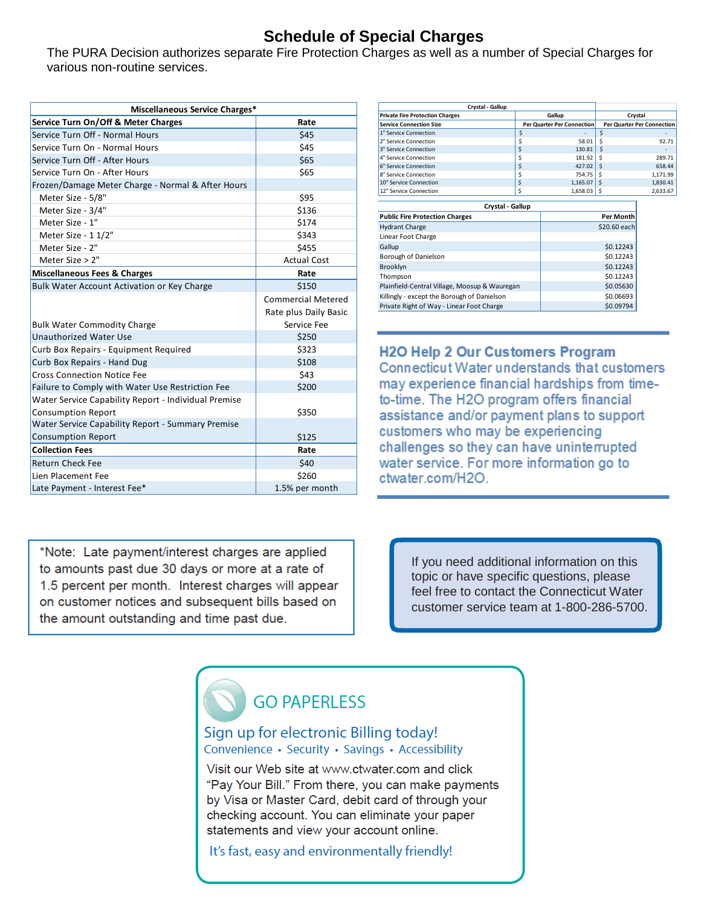# Schedule of Special Charges

The PURA Decision authorizes separate Fire Protection Charges as well as a number of Special Charges for various non-routine services.

| Miscellaneous Service Charges* | |
|---|---|
| **Service Turn On/Off & Meter Charges** | **Rate** |
| Service Turn Off - Normal Hours | $45 |
| Service Turn On - Normal Hours | $45 |
| Service Turn Off - After Hours | $65 |
| Service Turn On - After Hours | $65 |
| Frozen/Damage Meter Charge - Normal & After Hours | |
| Meter Size - 5/8" | $95 |
| Meter Size - 3/4" | $136 |
| Meter Size - 1" | $174 |
| Meter Size - 1 1/2" | $343 |
| Meter Size - 2" | $455 |
| Meter Size > 2" | Actual Cost |
| **Miscellaneous Fees & Charges** | **Rate** |
| Bulk Water Account Activation or Key Charge | $150 |
| Bulk Water Commodity Charge | Commercial Metered Rate plus Daily Basic Service Fee |
| Unauthorized Water Use | $250 |
| Curb Box Repairs - Equipment Required | $323 |
| Curb Box Repairs - Hand Dug | $108 |
| Cross Connection Notice Fee | $43 |
| Failure to Comply with Water Use Restriction Fee | $200 |
| Water Service Capability Report - Individual Premise Consumption Report | $350 |
| Water Service Capability Report - Summary Premise Consumption Report | $125 |
| **Collection Fees** | **Rate** |
| Return Check Fee | $40 |
| Lien Placement Fee | $260 |
| Late Payment - Interest Fee* | 1.5% per month |

| Crystal - Gallup | | |
|---|---|---|
| **Private Fire Protection Charges** | **Gallup** | **Crystal** |
| **Service Connection Size** | **Per Quarter Per Connection** | **Per Quarter Per Connection** |
| 1" Service Connection | $ - | $ - |
| 2" Service Connection | $ 58.01 | $ 92.71 |
| 3" Service Connection | $ 130.81 | $ - |
| 4" Service Connection | $ 181.92 | $ 289.71 |
| 6" Service Connection | $ 427.02 | $ 658.44 |
| 8" Service Connection | $ 754.75 | $ 1,171.99 |
| 10" Service Connection | $ 1,165.07 | $ 1,830.41 |
| 12" Service Connection | $ 1,658.03 | $ 2,633.67 |

| Crystal - Gallup | |
|---|---|
| **Public Fire Protection Charges** | **Per Month** |
| Hydrant Charge | $20.60 each |
| Linear Foot Charge | |
| Gallup | $0.12243 |
| Borough of Danielson | $0.12243 |
| Brooklyn | $0.12243 |
| Thompson | $0.12243 |
| Plainfield-Central Village, Moosup & Wauregan | $0.05630 |
| Killingly - except the Borough of Danielson | $0.06693 |
| Private Right of Way - Linear Foot Charge | $0.09794 |

## H2O Help 2 Our Customers Program

Connecticut Water understands that customers may experience financial hardships from time-to-time. The H2O program offers financial assistance and/or payment plans to support customers who may be experiencing challenges so they can have uninterrupted water service. For more information go to ctwater.com/H2O.

*Note: Late payment/interest charges are applied to amounts past due 30 days or more at a rate of 1.5 percent per month. Interest charges will appear on customer notices and subsequent bills based on the amount outstanding and time past due.

If you need additional information on this topic or have specific questions, please feel free to contact the Connecticut Water customer service team at 1-800-286-5700.

## GO PAPERLESS

Sign up for electronic Billing today!

Convenience • Security • Savings • Accessibility

Visit our Web site at www.ctwater.com and click "Pay Your Bill." From there, you can make payments by Visa or Master Card, debit card of through your checking account. You can eliminate your paper statements and view your account online.

It's fast, easy and environmentally friendly!